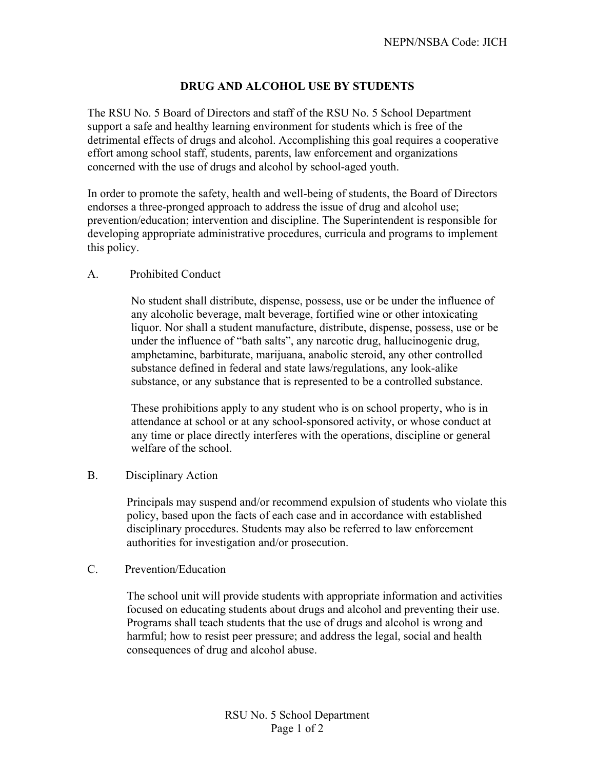NEPN/NSBA Code: JICH

# DRUG AND ALCOHOL USE BY STUDENTS

The RSU No. 5 Board of Directors and staff of the RSU No. 5 School Department support a safe and healthy learning environment for students which is free of the detrimental effects of drugs and alcohol. Accomplishing this goal requires a cooperative effort among school staff, students, parents, law enforcement and organizations concerned with the use of drugs and alcohol by school-aged youth.

In order to promote the safety, health and well-being of students, the Board of Directors endorses a three-pronged approach to address the issue of drug and alcohol use; prevention/education; intervention and discipline. The Superintendent is responsible for developing appropriate administrative procedures, curricula and programs to implement this policy.

## A. Prohibited Conduct

No student shall distribute, dispense, possess, use or be under the influence of any alcoholic beverage, malt beverage, fortified wine or other intoxicating liquor. Nor shall a student manufacture, distribute, dispense, possess, use or be under the influence of "bath salts", any narcotic drug, hallucinogenic drug, amphetamine, barbiturate, marijuana, anabolic steroid, any other controlled substance defined in federal and state laws/regulations, any look-alike substance, or any substance that is represented to be a controlled substance.

These prohibitions apply to any student who is on school property, who is in attendance at school or at any school-sponsored activity, or whose conduct at any time or place directly interferes with the operations, discipline or general welfare of the school.

## B. Disciplinary Action

Principals may suspend and/or recommend expulsion of students who violate this policy, based upon the facts of each case and in accordance with established disciplinary procedures. Students may also be referred to law enforcement authorities for investigation and/or prosecution.

## C. Prevention/Education

The school unit will provide students with appropriate information and activities focused on educating students about drugs and alcohol and preventing their use. Programs shall teach students that the use of drugs and alcohol is wrong and harmful; how to resist peer pressure; and address the legal, social and health consequences of drug and alcohol abuse.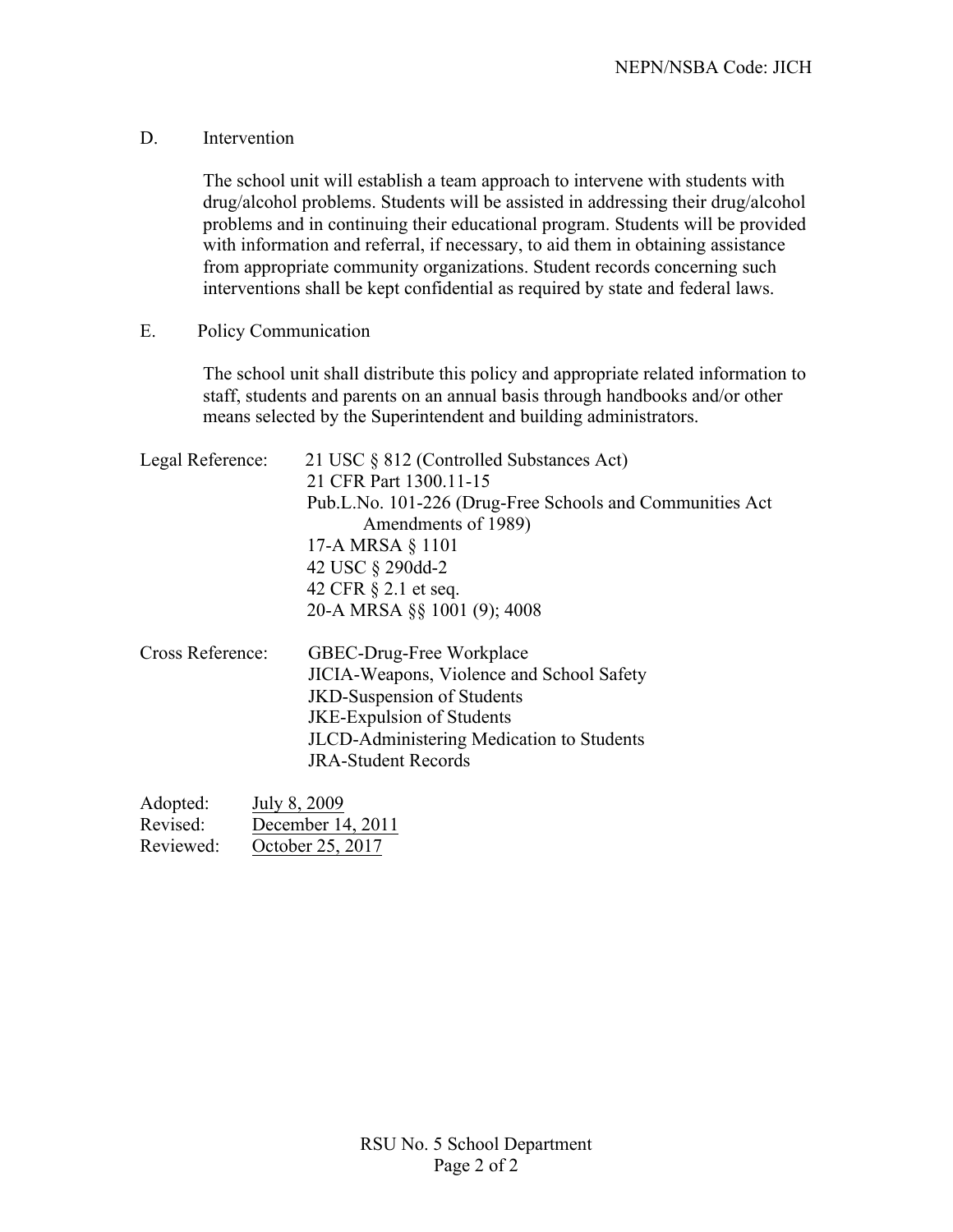D. Intervention

The school unit will establish a team approach to intervene with students with drug/alcohol problems. Students will be assisted in addressing their drug/alcohol problems and in continuing their educational program. Students will be provided with information and referral, if necessary, to aid them in obtaining assistance from appropriate community organizations. Student records concerning such interventions shall be kept confidential as required by state and federal laws.

E. Policy Communication

The school unit shall distribute this policy and appropriate related information to staff, students and parents on an annual basis through handbooks and/or other means selected by the Superintendent and building administrators.

Legal Reference:
21 USC § 812 (Controlled Substances Act)
21 CFR Part 1300.11-15
Pub.L.No. 101-226 (Drug-Free Schools and Communities Act Amendments of 1989)
17-A MRSA § 1101
42 USC § 290dd-2
42 CFR § 2.1 et seq.
20-A MRSA §§ 1001 (9); 4008

Cross Reference:
GBEC-Drug-Free Workplace
JICIA-Weapons, Violence and School Safety
JKD-Suspension of Students
JKE-Expulsion of Students
JLCD-Administering Medication to Students
JRA-Student Records

Adopted: July 8, 2009
Revised: December 14, 2011
Reviewed: October 25, 2017